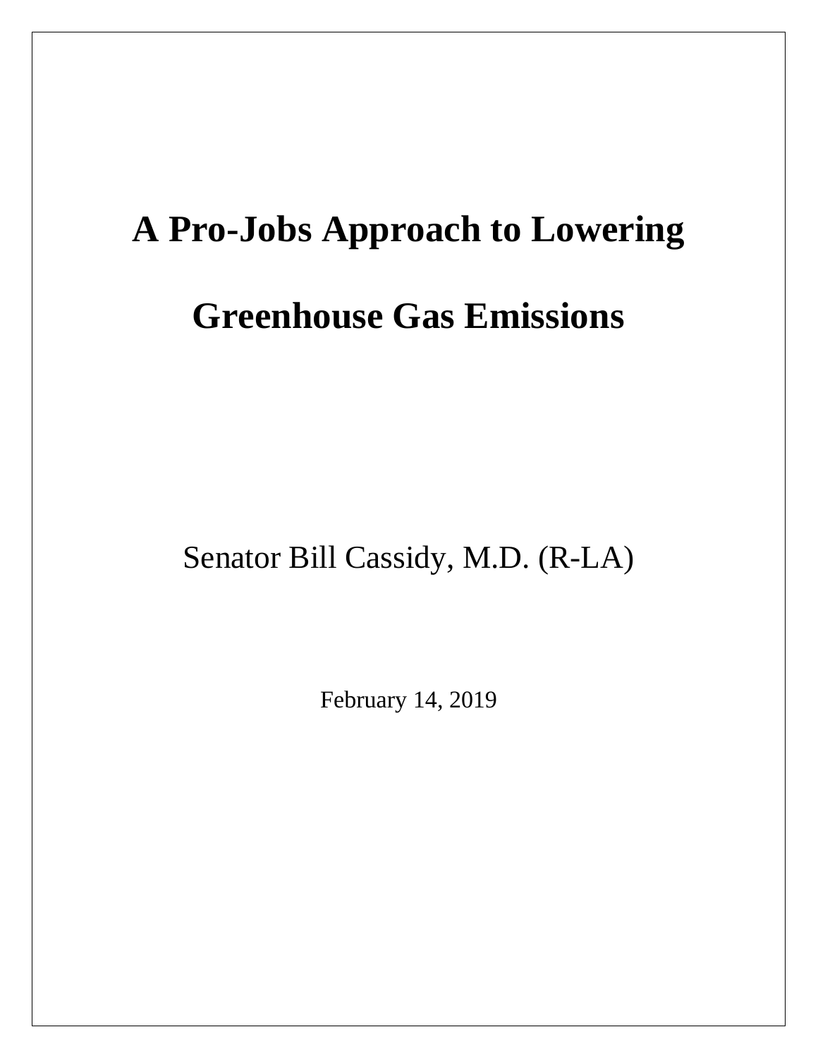# A Pro-Jobs Approach to Lowering Greenhouse Gas Emissions

Senator Bill Cassidy, M.D. (R-LA)

February 14, 2019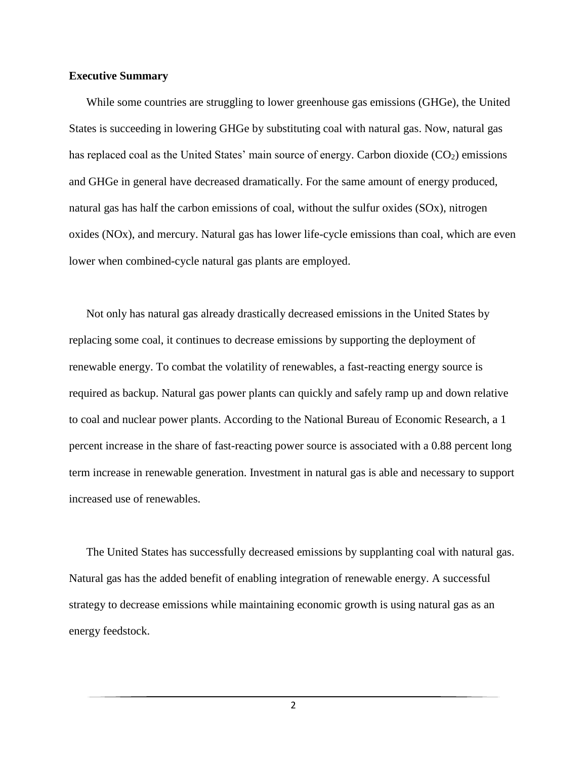## Executive Summary

While some countries are struggling to lower greenhouse gas emissions (GHGe), the United States is succeeding in lowering GHGe by substituting coal with natural gas. Now, natural gas has replaced coal as the United States' main source of energy. Carbon dioxide ($CO_2$) emissions and GHGe in general have decreased dramatically. For the same amount of energy produced, natural gas has half the carbon emissions of coal, without the sulfur oxides (SOx), nitrogen oxides (NOx), and mercury. Natural gas has lower life-cycle emissions than coal, which are even lower when combined-cycle natural gas plants are employed.

Not only has natural gas already drastically decreased emissions in the United States by replacing some coal, it continues to decrease emissions by supporting the deployment of renewable energy. To combat the volatility of renewables, a fast-reacting energy source is required as backup. Natural gas power plants can quickly and safely ramp up and down relative to coal and nuclear power plants. According to the National Bureau of Economic Research, a 1 percent increase in the share of fast-reacting power source is associated with a 0.88 percent long term increase in renewable generation. Investment in natural gas is able and necessary to support increased use of renewables.

The United States has successfully decreased emissions by supplanting coal with natural gas. Natural gas has the added benefit of enabling integration of renewable energy. A successful strategy to decrease emissions while maintaining economic growth is using natural gas as an energy feedstock.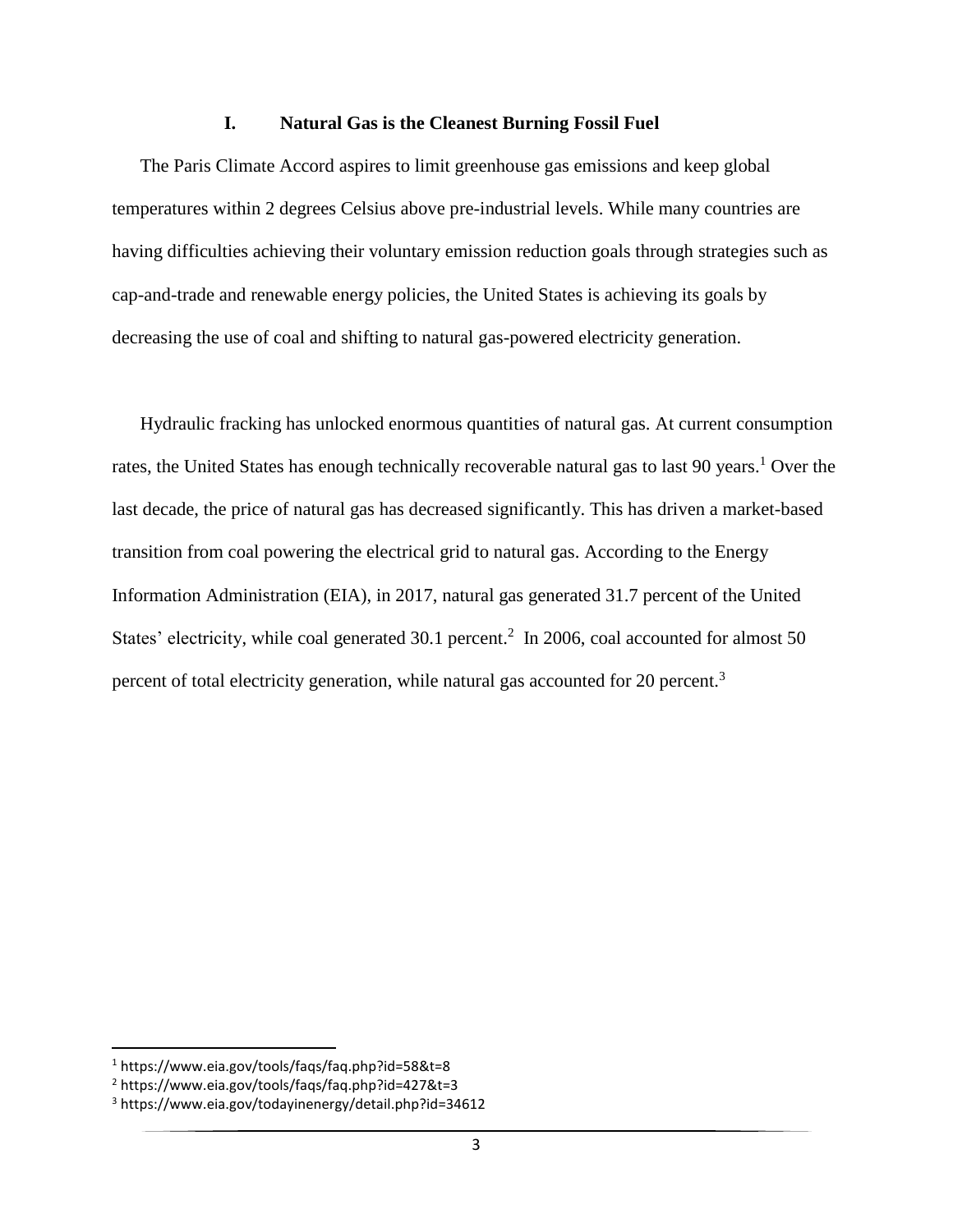## I. Natural Gas is the Cleanest Burning Fossil Fuel

The Paris Climate Accord aspires to limit greenhouse gas emissions and keep global temperatures within 2 degrees Celsius above pre-industrial levels. While many countries are having difficulties achieving their voluntary emission reduction goals through strategies such as cap-and-trade and renewable energy policies, the United States is achieving its goals by decreasing the use of coal and shifting to natural gas-powered electricity generation.

Hydraulic fracking has unlocked enormous quantities of natural gas. At current consumption rates, the United States has enough technically recoverable natural gas to last 90 years.[1] Over the last decade, the price of natural gas has decreased significantly. This has driven a market-based transition from coal powering the electrical grid to natural gas. According to the Energy Information Administration (EIA), in 2017, natural gas generated 31.7 percent of the United States' electricity, while coal generated 30.1 percent.[2] In 2006, coal accounted for almost 50 percent of total electricity generation, while natural gas accounted for 20 percent.[3]

---

[1] https://www.eia.gov/tools/faqs/faq.php?id=58&t=8

[2] https://www.eia.gov/tools/faqs/faq.php?id=427&t=3

[3] https://www.eia.gov/todayinenergy/detail.php?id=34612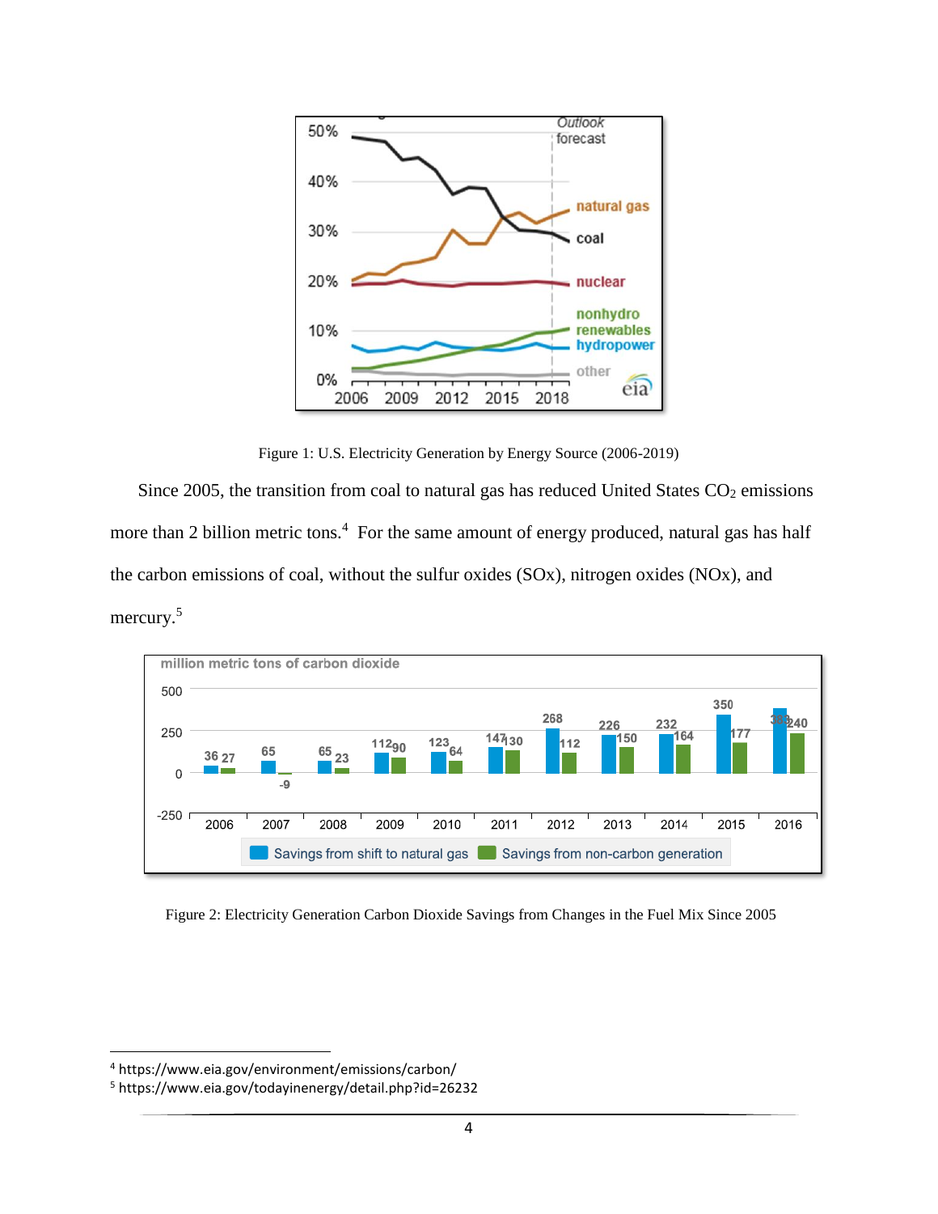50%
40%
30%
20%
10%
0%
2006 2009 2012 2015 2018
Outlook forecast
natural gas
coal
nuclear
nonhydro renewables
hydropower
other
eia

Figure 1: U.S. Electricity Generation by Energy Source (2006-2019)

Since 2005, the transition from coal to natural gas has reduced United States $CO_2$ emissions more than 2 billion metric tons.[4] For the same amount of energy produced, natural gas has half the carbon emissions of coal, without the sulfur oxides (SOx), nitrogen oxides (NOx), and mercury.[5]

million metric tons of carbon dioxide
500
250
0
-250
2006 2007 2008 2009 2010 2011 2012 2013 2014 2015 2016
36 27
65 -9
65 23
112 90
123 64
147 130
268 112
226 150
232 164
350 177
383 240
Savings from shift to natural gas
Savings from non-carbon generation

Figure 2: Electricity Generation Carbon Dioxide Savings from Changes in the Fuel Mix Since 2005

[4] https://www.eia.gov/environment/emissions/carbon/

[5] https://www.eia.gov/todayinenergy/detail.php?id=26232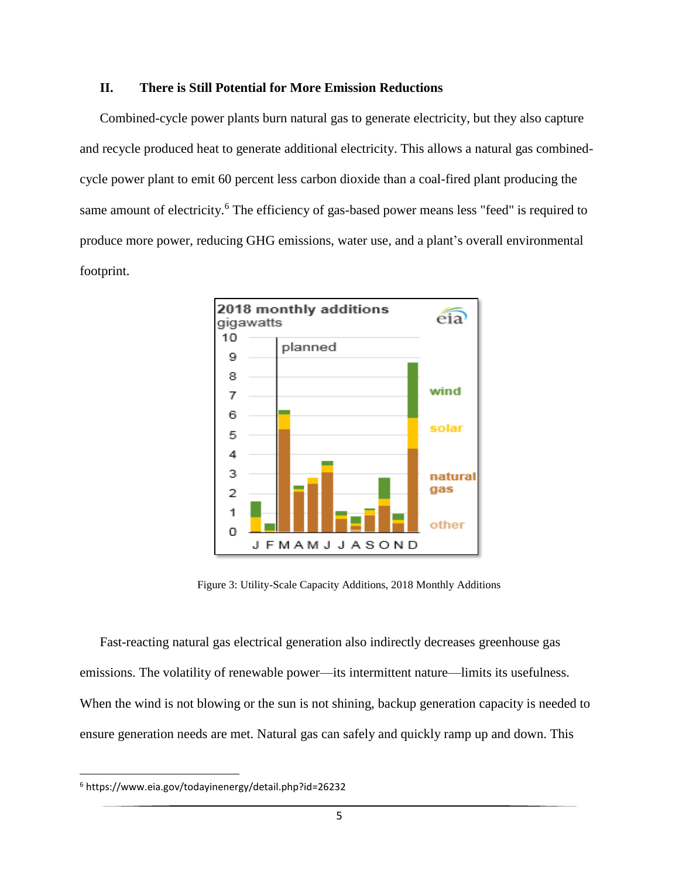## II. There is Still Potential for More Emission Reductions

Combined-cycle power plants burn natural gas to generate electricity, but they also capture and recycle produced heat to generate additional electricity. This allows a natural gas combined-cycle power plant to emit 60 percent less carbon dioxide than a coal-fired plant producing the same amount of electricity.[6] The efficiency of gas-based power means less "feed" is required to produce more power, reducing GHG emissions, water use, and a plant's overall environmental footprint.

2018 monthly additions
gigawatts
eia
10
9
8
7
6
5
4
3
2
1
0
planned
wind
solar
natural gas
other
J F M A M J J A S O N D

Figure 3: Utility-Scale Capacity Additions, 2018 Monthly Additions

Fast-reacting natural gas electrical generation also indirectly decreases greenhouse gas emissions. The volatility of renewable power—its intermittent nature—limits its usefulness. When the wind is not blowing or the sun is not shining, backup generation capacity is needed to ensure generation needs are met. Natural gas can safely and quickly ramp up and down. This

[6] https://www.eia.gov/todayinenergy/detail.php?id=26232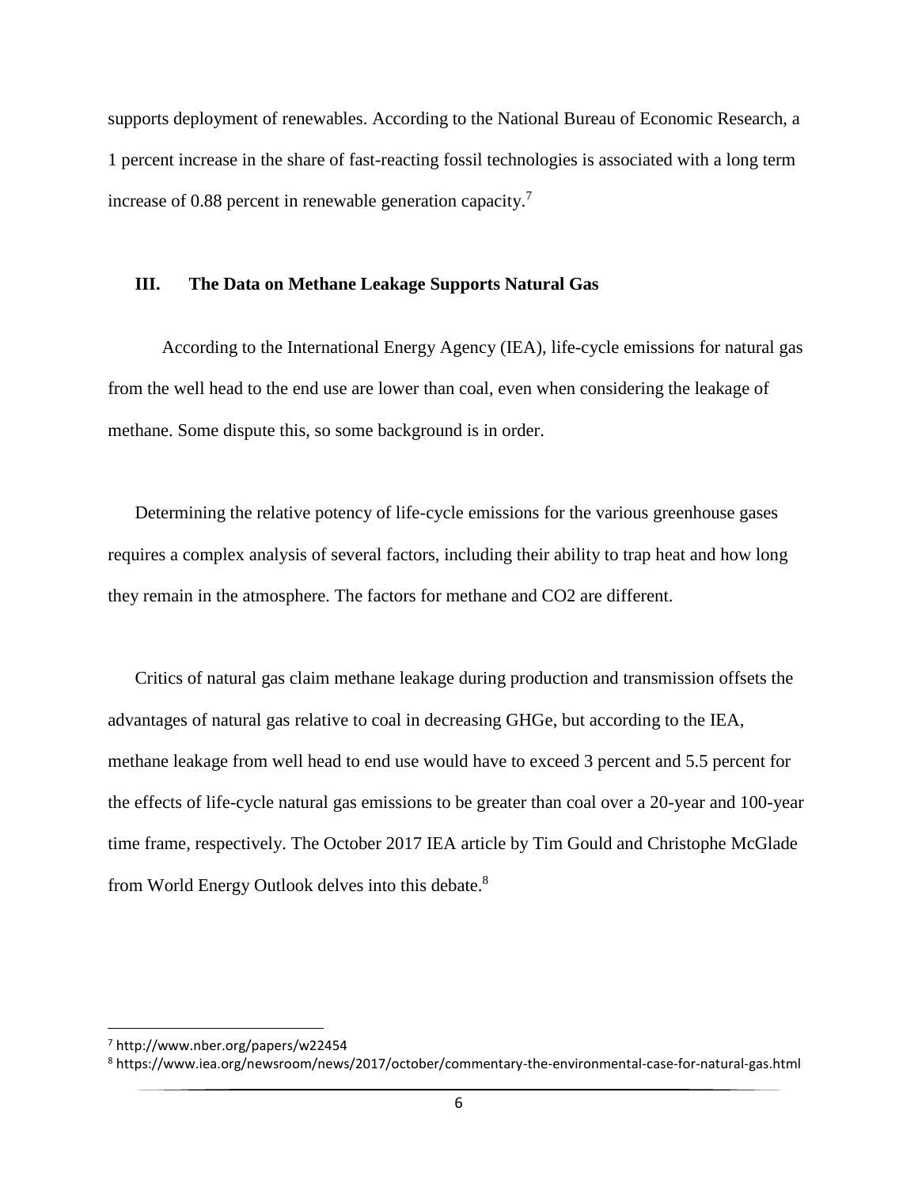supports deployment of renewables. According to the National Bureau of Economic Research, a 1 percent increase in the share of fast-reacting fossil technologies is associated with a long term increase of 0.88 percent in renewable generation capacity.[7]

## III. The Data on Methane Leakage Supports Natural Gas

According to the International Energy Agency (IEA), life-cycle emissions for natural gas from the well head to the end use are lower than coal, even when considering the leakage of methane. Some dispute this, so some background is in order.

Determining the relative potency of life-cycle emissions for the various greenhouse gases requires a complex analysis of several factors, including their ability to trap heat and how long they remain in the atmosphere. The factors for methane and $CO_2$ are different.

Critics of natural gas claim methane leakage during production and transmission offsets the advantages of natural gas relative to coal in decreasing GHGe, but according to the IEA, methane leakage from well head to end use would have to exceed 3 percent and 5.5 percent for the effects of life-cycle natural gas emissions to be greater than coal over a 20-year and 100-year time frame, respectively. The October 2017 IEA article by Tim Gould and Christophe McGlade from World Energy Outlook delves into this debate.[8]

---

[7] http://www.nber.org/papers/w22454

[8] https://www.iea.org/newsroom/news/2017/october/commentary-the-environmental-case-for-natural-gas.html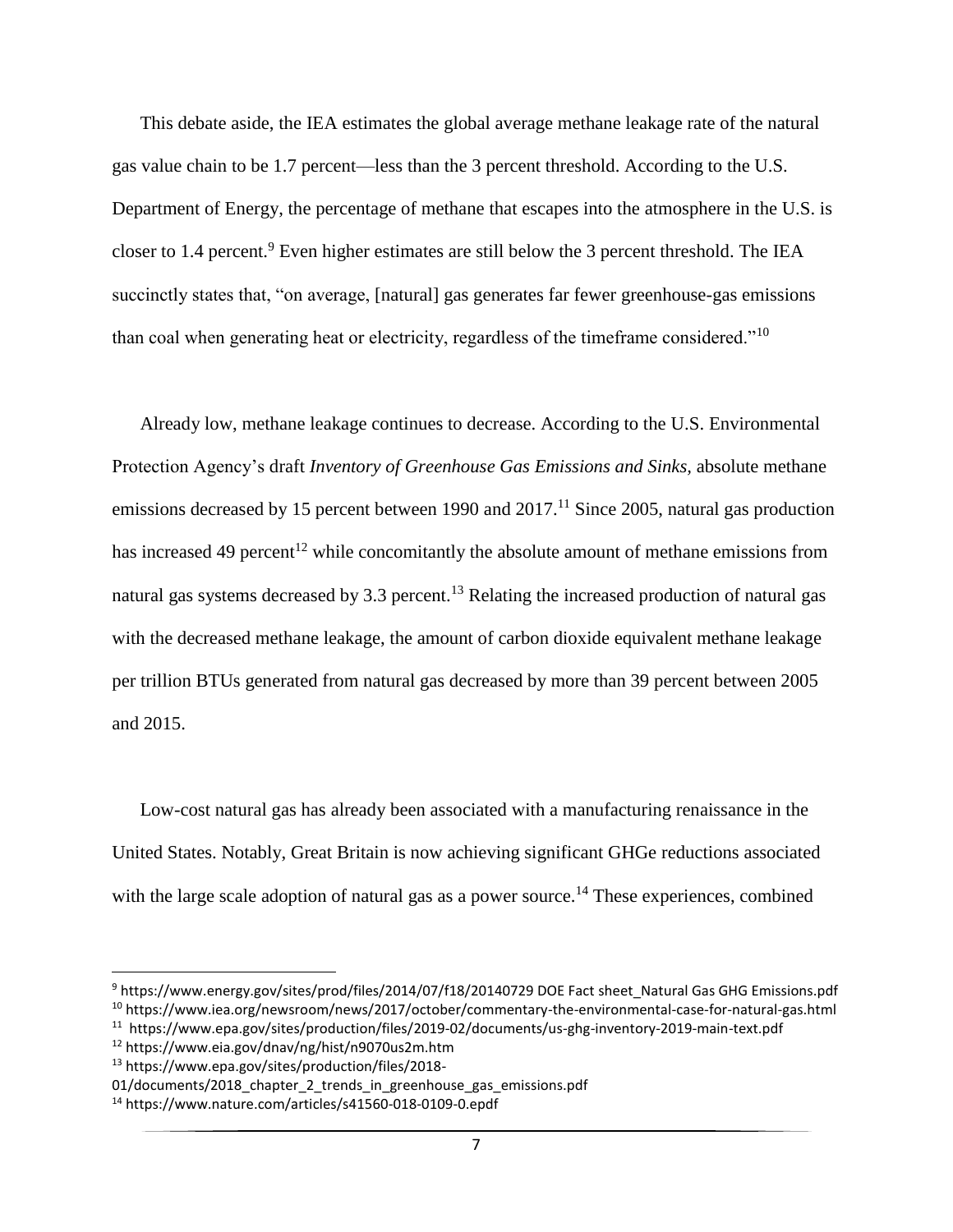This debate aside, the IEA estimates the global average methane leakage rate of the natural gas value chain to be 1.7 percent—less than the 3 percent threshold. According to the U.S. Department of Energy, the percentage of methane that escapes into the atmosphere in the U.S. is closer to 1.4 percent.[9] Even higher estimates are still below the 3 percent threshold. The IEA succinctly states that, "on average, [natural] gas generates far fewer greenhouse-gas emissions than coal when generating heat or electricity, regardless of the timeframe considered."[10]

Already low, methane leakage continues to decrease. According to the U.S. Environmental Protection Agency's draft *Inventory of Greenhouse Gas Emissions and Sinks,* absolute methane emissions decreased by 15 percent between 1990 and 2017.[11] Since 2005, natural gas production has increased 49 percent[12] while concomitantly the absolute amount of methane emissions from natural gas systems decreased by 3.3 percent.[13] Relating the increased production of natural gas with the decreased methane leakage, the amount of carbon dioxide equivalent methane leakage per trillion BTUs generated from natural gas decreased by more than 39 percent between 2005 and 2015.

Low-cost natural gas has already been associated with a manufacturing renaissance in the United States. Notably, Great Britain is now achieving significant GHGe reductions associated with the large scale adoption of natural gas as a power source.[14] These experiences, combined

---

[9] https://www.energy.gov/sites/prod/files/2014/07/f18/20140729 DOE Fact sheet_Natural Gas GHG Emissions.pdf

[10] https://www.iea.org/newsroom/news/2017/october/commentary-the-environmental-case-for-natural-gas.html

[11] https://www.epa.gov/sites/production/files/2019-02/documents/us-ghg-inventory-2019-main-text.pdf

[12] https://www.eia.gov/dnav/ng/hist/n9070us2m.htm

[13] https://www.epa.gov/sites/production/files/2018-01/documents/2018_chapter_2_trends_in_greenhouse_gas_emissions.pdf

[14] https://www.nature.com/articles/s41560-018-0109-0.epdf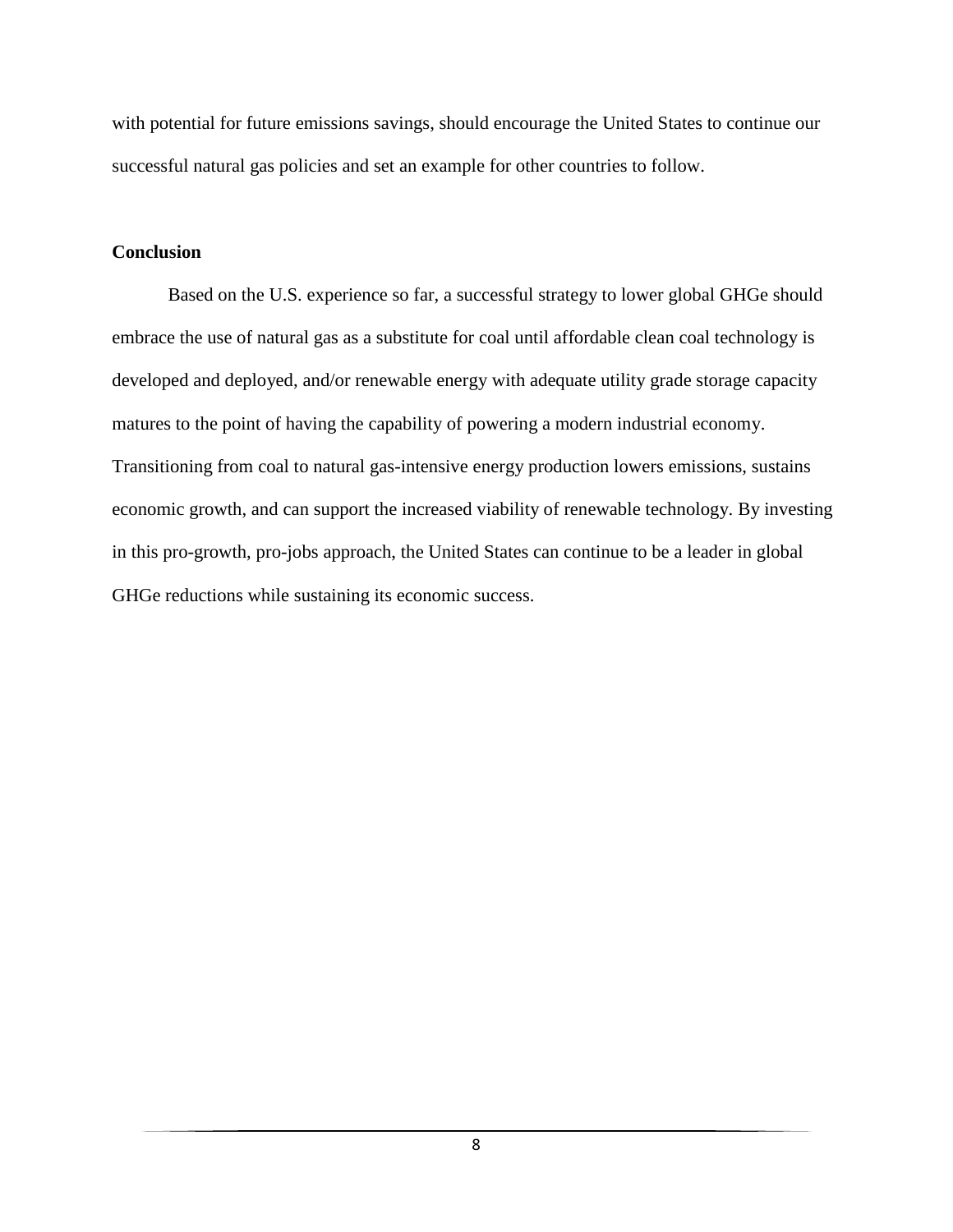with potential for future emissions savings, should encourage the United States to continue our successful natural gas policies and set an example for other countries to follow.

**Conclusion**

Based on the U.S. experience so far, a successful strategy to lower global GHGe should embrace the use of natural gas as a substitute for coal until affordable clean coal technology is developed and deployed, and/or renewable energy with adequate utility grade storage capacity matures to the point of having the capability of powering a modern industrial economy. Transitioning from coal to natural gas-intensive energy production lowers emissions, sustains economic growth, and can support the increased viability of renewable technology. By investing in this pro-growth, pro-jobs approach, the United States can continue to be a leader in global GHGe reductions while sustaining its economic success.